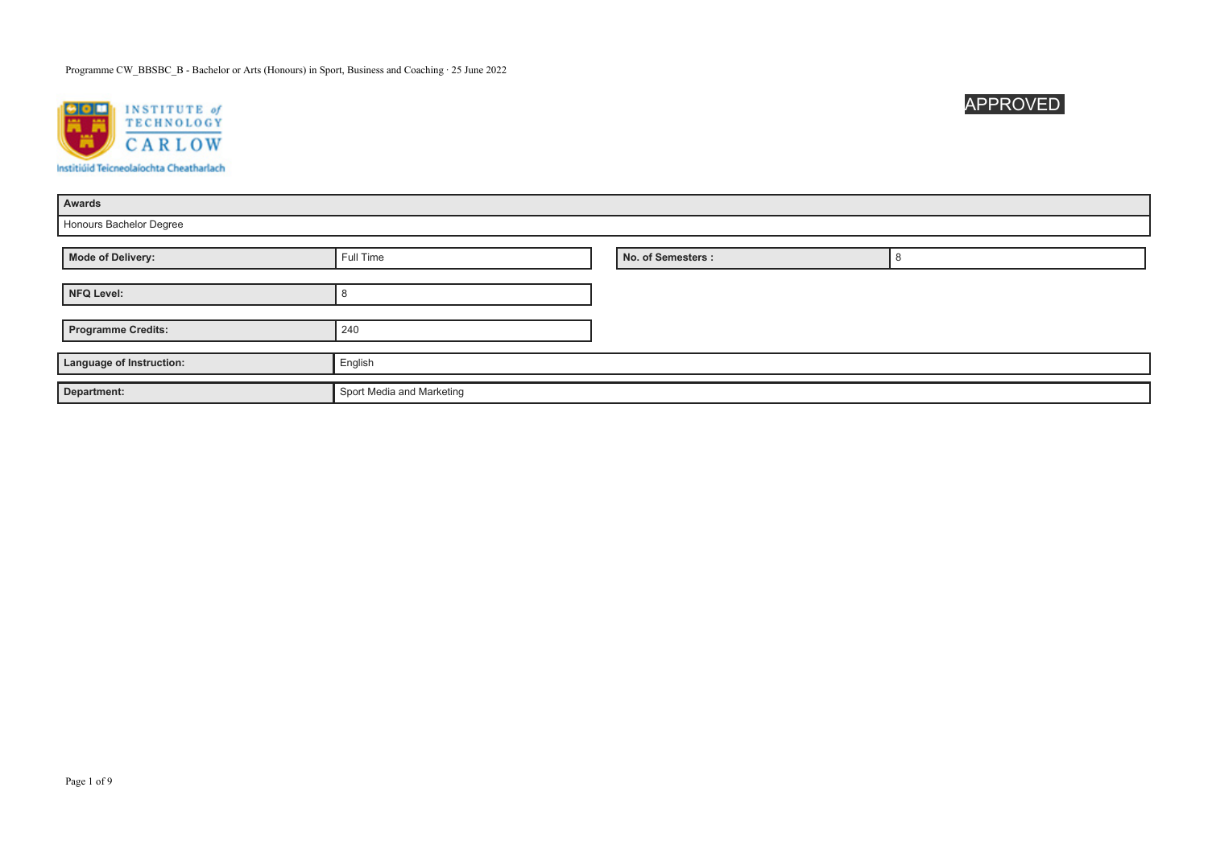Programme CW_BBSBC_B - Bachelor or Arts (Honours) in Sport, Business and Coaching · 25 June 2022

INSTITUTE of TECHNOLOGY CARLOW

Institiúid Teicneolaíochta Cheatharlach

APPROVED

| Awards |
|---|
| Honours Bachelor Degree |

| | | | |
|---|---|---|---|
| **Mode of Delivery:** | Full Time | **No. of Semesters :** | 8 |
| **NFQ Level:** | 8 | | |
| **Programme Credits:** | 240 | | |

| | |
|---|---|
| **Language of Instruction:** | English |
| **Department:** | Sport Media and Marketing |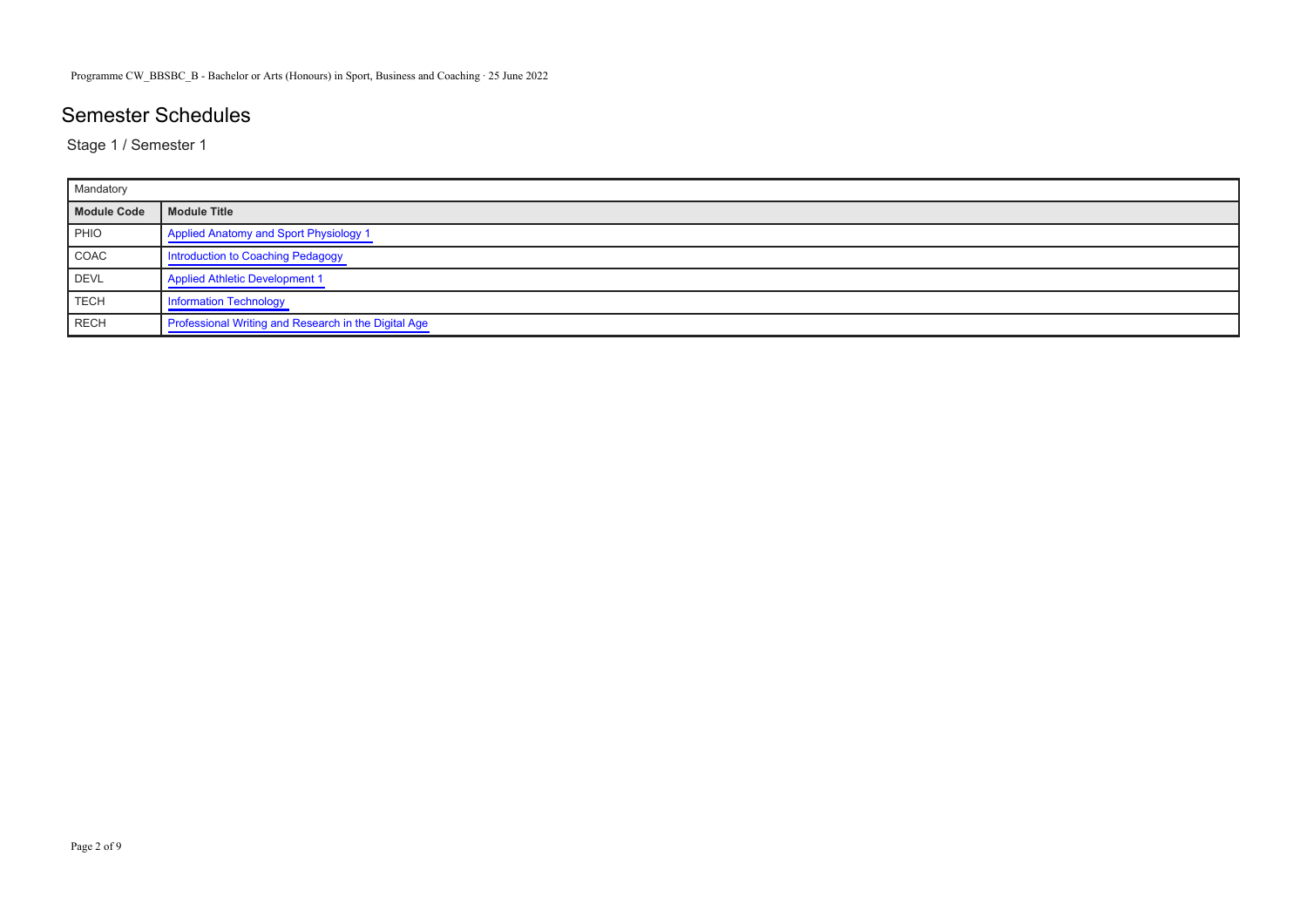## Semester Schedules

### Stage 1 / Semester 1

| Mandatory | |
|---|---|
| **Module Code** | **Module Title** |
| PHIO | Applied Anatomy and Sport Physiology 1 |
| COAC | Introduction to Coaching Pedagogy |
| DEVL | Applied Athletic Development 1 |
| TECH | Information Technology |
| RECH | Professional Writing and Research in the Digital Age |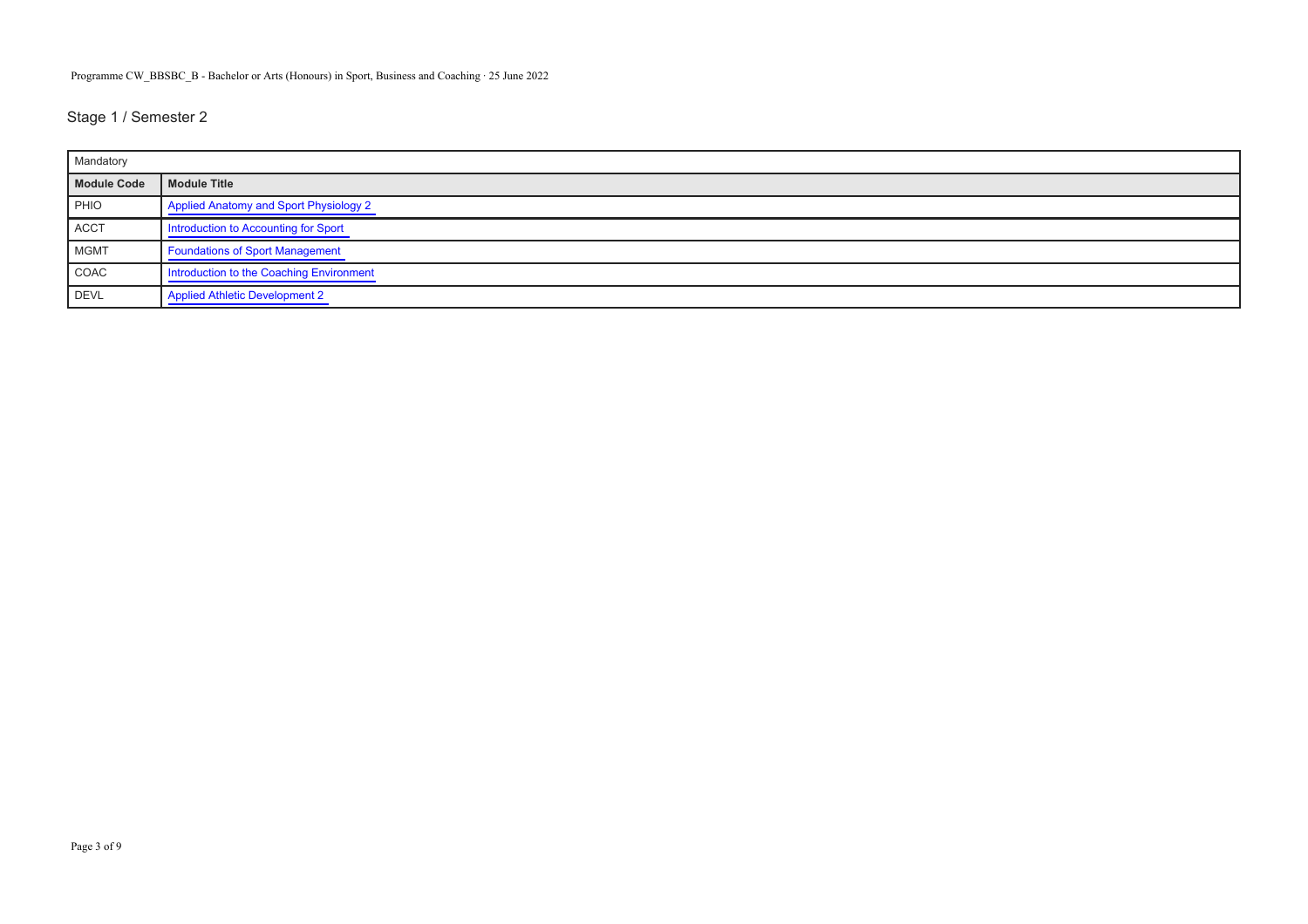## Stage 1 / Semester 2

| Mandatory | |
|---|---|
| **Module Code** | **Module Title** |
| PHIO | Applied Anatomy and Sport Physiology 2 |
| ACCT | Introduction to Accounting for Sport |
| MGMT | Foundations of Sport Management |
| COAC | Introduction to the Coaching Environment |
| DEVL | Applied Athletic Development 2 |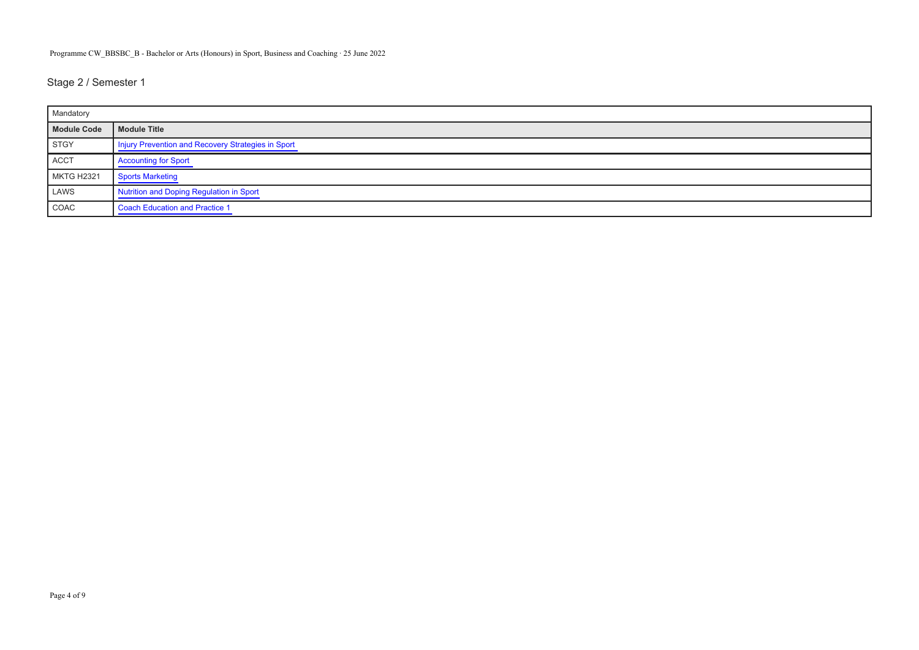## Stage 2 / Semester 1

| Mandatory | |
|---|---|
| **Module Code** | **Module Title** |
| STGY | Injury Prevention and Recovery Strategies in Sport |
| ACCT | Accounting for Sport |
| MKTG H2321 | Sports Marketing |
| LAWS | Nutrition and Doping Regulation in Sport |
| COAC | Coach Education and Practice 1 |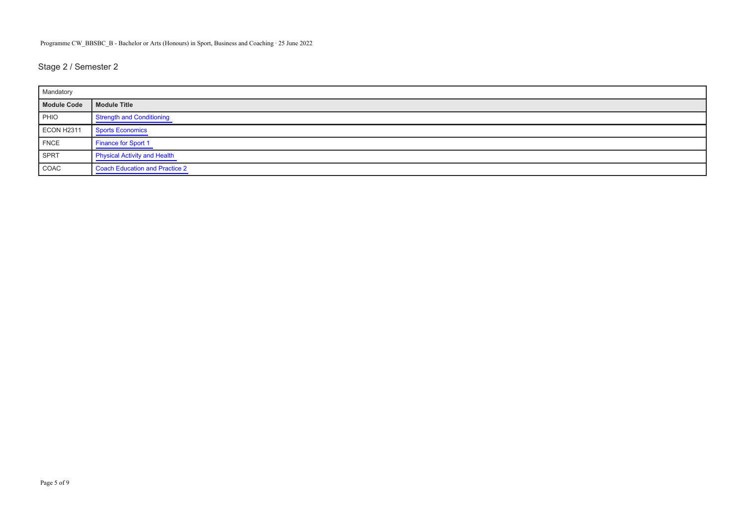## Stage 2 / Semester 2

| Mandatory | |
|---|---|
| **Module Code** | **Module Title** |
| PHIO | Strength and Conditioning |
| ECON H2311 | Sports Economics |
| FNCE | Finance for Sport 1 |
| SPRT | Physical Activity and Health |
| COAC | Coach Education and Practice 2 |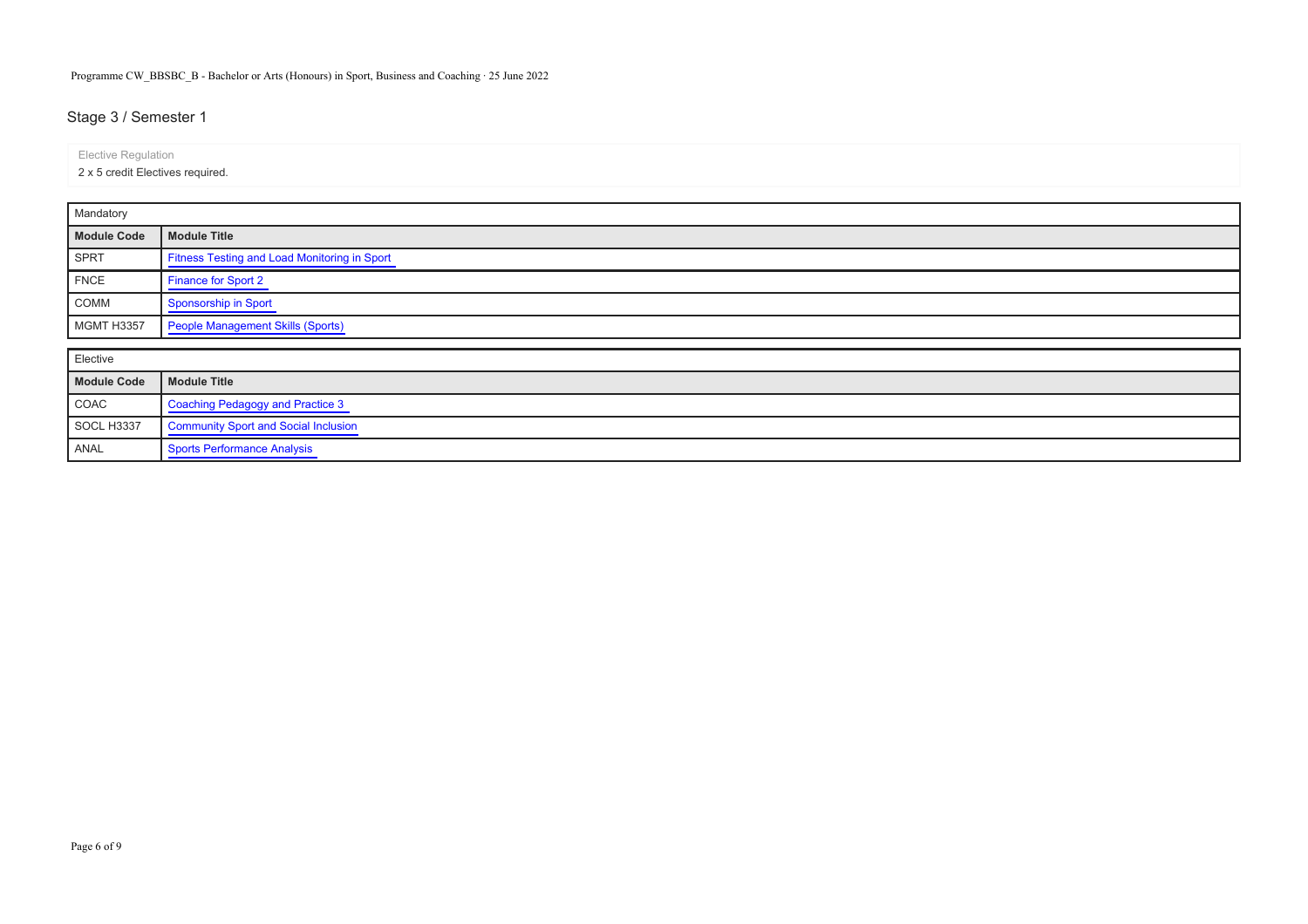## Stage 3 / Semester 1

Elective Regulation

2 x 5 credit Electives required.

**Mandatory**

| Module Code | Module Title |
| --- | --- |
| SPRT | Fitness Testing and Load Monitoring in Sport |
| FNCE | Finance for Sport 2 |
| COMM | Sponsorship in Sport |
| MGMT H3357 | People Management Skills (Sports) |

**Elective**

| Module Code | Module Title |
| --- | --- |
| COAC | Coaching Pedagogy and Practice 3 |
| SOCL H3337 | Community Sport and Social Inclusion |
| ANAL | Sports Performance Analysis |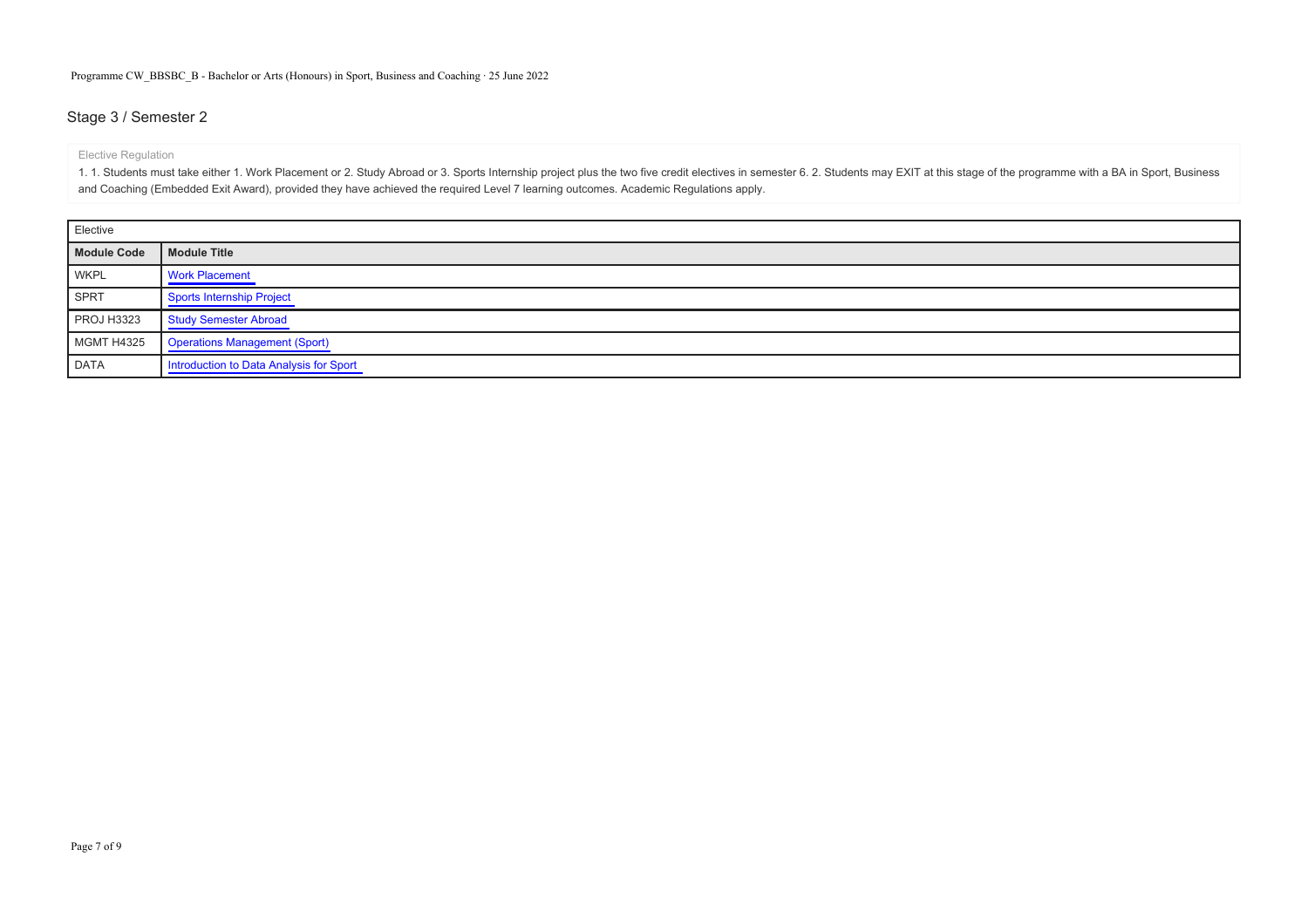## Stage 3 / Semester 2

Elective Regulation

1. 1. Students must take either 1. Work Placement or 2. Study Abroad or 3. Sports Internship project plus the two five credit electives in semester 6. 2. Students may EXIT at this stage of the programme with a BA in Sport, Business and Coaching (Embedded Exit Award), provided they have achieved the required Level 7 learning outcomes. Academic Regulations apply.

| Elective | |
|---|---|
| **Module Code** | **Module Title** |
| WKPL | Work Placement |
| SPRT | Sports Internship Project |
| PROJ H3323 | Study Semester Abroad |
| MGMT H4325 | Operations Management (Sport) |
| DATA | Introduction to Data Analysis for Sport |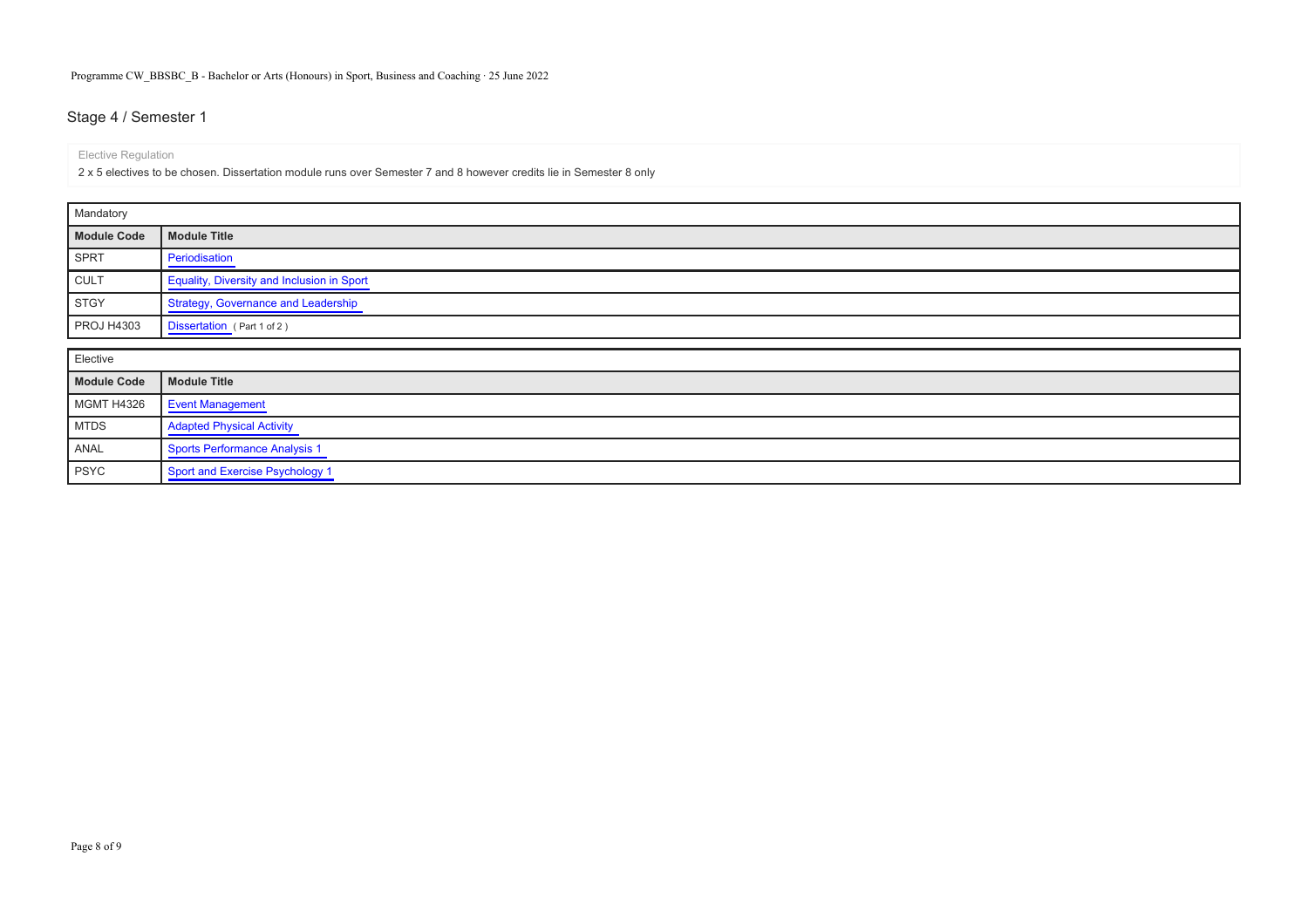## Stage 4 / Semester 1

Elective Regulation

2 x 5 electives to be chosen. Dissertation module runs over Semester 7 and 8 however credits lie in Semester 8 only

Mandatory

| Module Code | Module Title |
| --- | --- |
| SPRT | Periodisation |
| CULT | Equality, Diversity and Inclusion in Sport |
| STGY | Strategy, Governance and Leadership |
| PROJ H4303 | Dissertation ( Part 1 of 2 ) |

Elective

| Module Code | Module Title |
| --- | --- |
| MGMT H4326 | Event Management |
| MTDS | Adapted Physical Activity |
| ANAL | Sports Performance Analysis 1 |
| PSYC | Sport and Exercise Psychology 1 |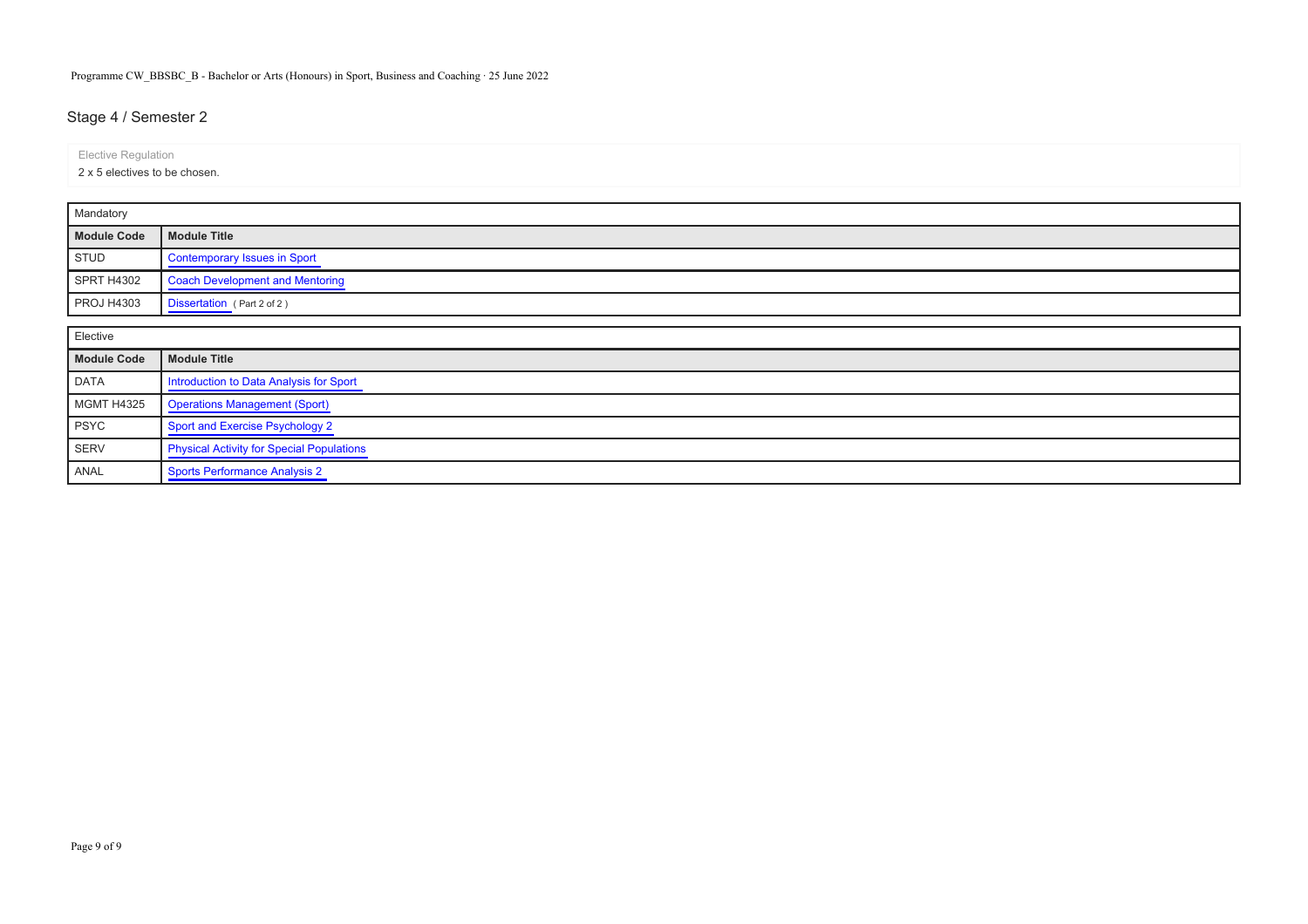## Stage 4 / Semester 2

Elective Regulation

2 x 5 electives to be chosen.

| Mandatory | |
|---|---|
| **Module Code** | **Module Title** |
| STUD | Contemporary Issues in Sport |
| SPRT H4302 | Coach Development and Mentoring |
| PROJ H4303 | Dissertation ( Part 2 of 2 ) |

| Elective | |
|---|---|
| **Module Code** | **Module Title** |
| DATA | Introduction to Data Analysis for Sport |
| MGMT H4325 | Operations Management (Sport) |
| PSYC | Sport and Exercise Psychology 2 |
| SERV | Physical Activity for Special Populations |
| ANAL | Sports Performance Analysis 2 |